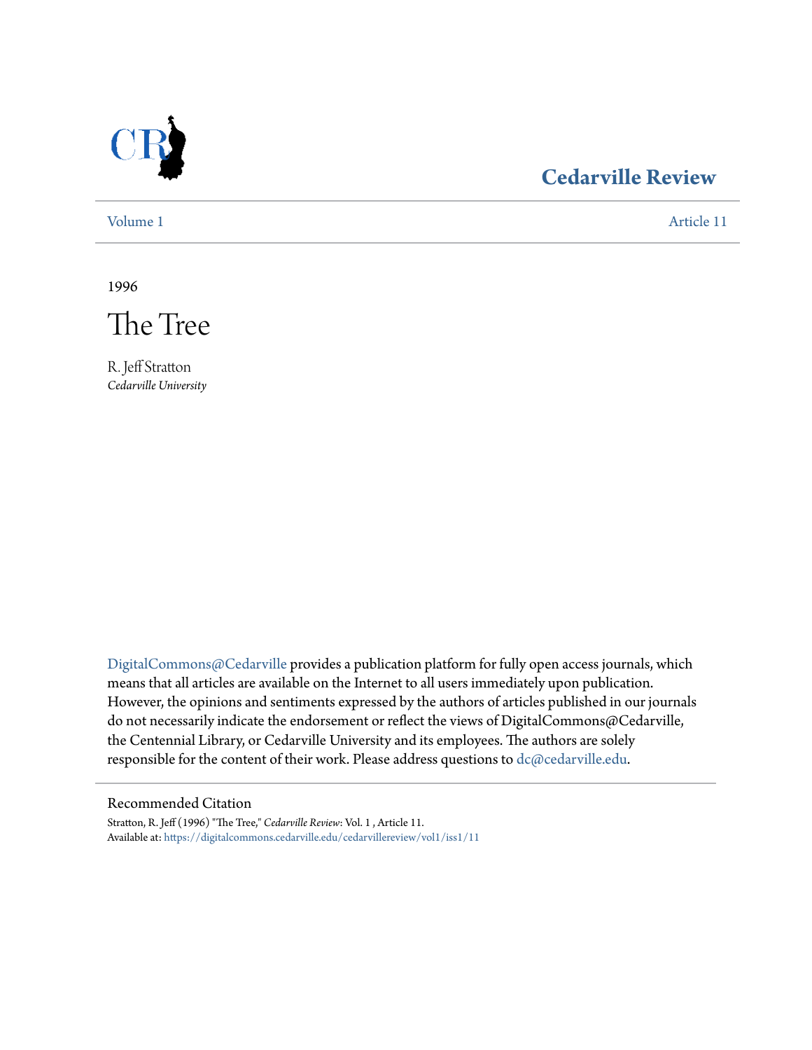# Cedarville Review

Volume 1 Article 11

1996

# The Tree

R. Jeff Stratton
*Cedarville University*

DigitalCommons@Cedarville provides a publication platform for fully open access journals, which means that all articles are available on the Internet to all users immediately upon publication. However, the opinions and sentiments expressed by the authors of articles published in our journals do not necessarily indicate the endorsement or reflect the views of DigitalCommons@Cedarville, the Centennial Library, or Cedarville University and its employees. The authors are solely responsible for the content of their work. Please address questions to dc@cedarville.edu.

## Recommended Citation

Stratton, R. Jeff (1996) "The Tree," *Cedarville Review*: Vol. 1 , Article 11.
Available at: https://digitalcommons.cedarville.edu/cedarvillereview/vol1/iss1/11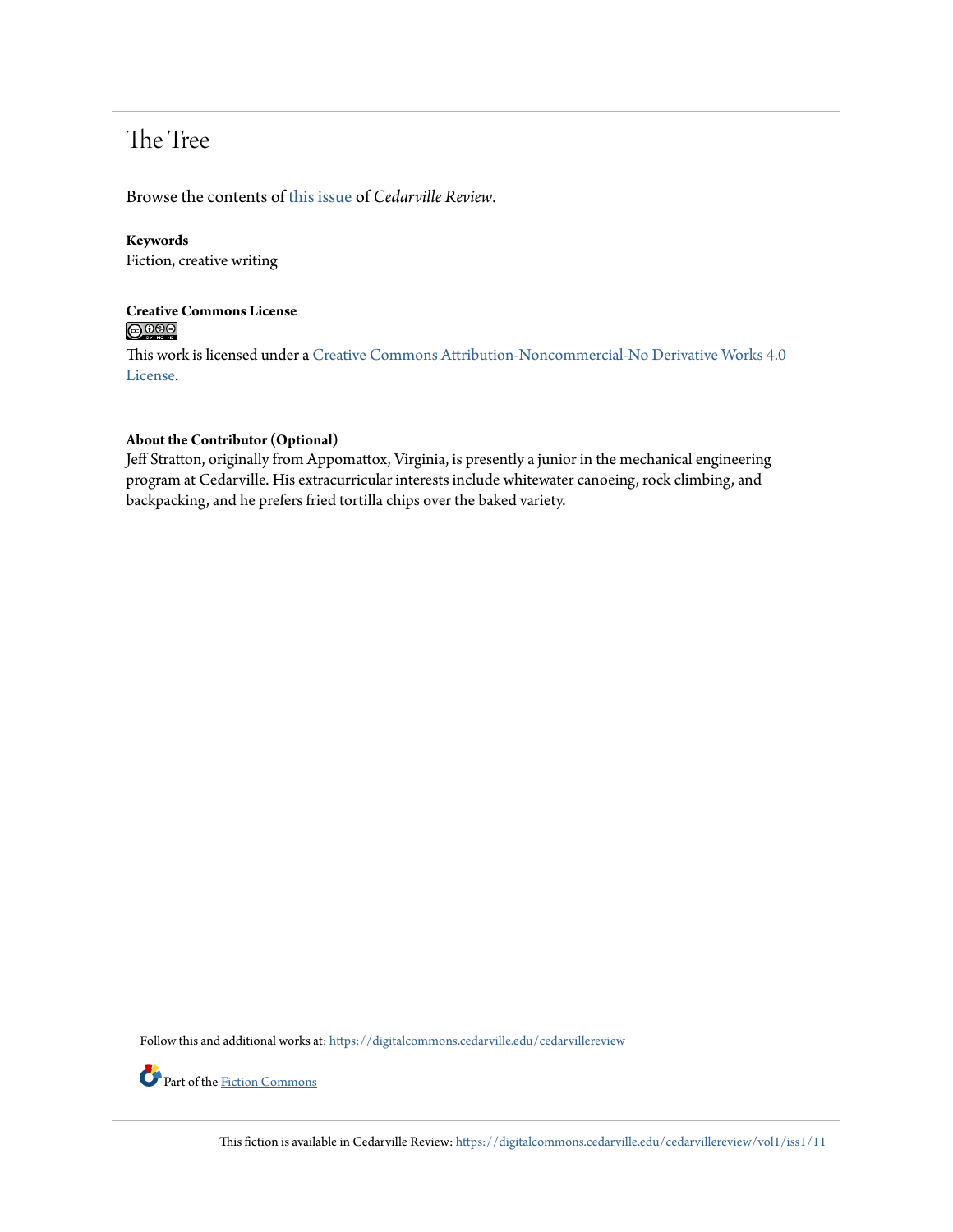# The Tree

Browse the contents of this issue of *Cedarville Review*.

**Keywords**
Fiction, creative writing

**Creative Commons License**

This work is licensed under a Creative Commons Attribution-Noncommercial-No Derivative Works 4.0 License.

**About the Contributor (Optional)**
Jeff Stratton, originally from Appomattox, Virginia, is presently a junior in the mechanical engineering program at Cedarville. His extracurricular interests include whitewater canoeing, rock climbing, and backpacking, and he prefers fried tortilla chips over the baked variety.

Follow this and additional works at: https://digitalcommons.cedarville.edu/cedarvillereview

Part of the Fiction Commons

This fiction is available in Cedarville Review: https://digitalcommons.cedarville.edu/cedarvillereview/vol1/iss1/11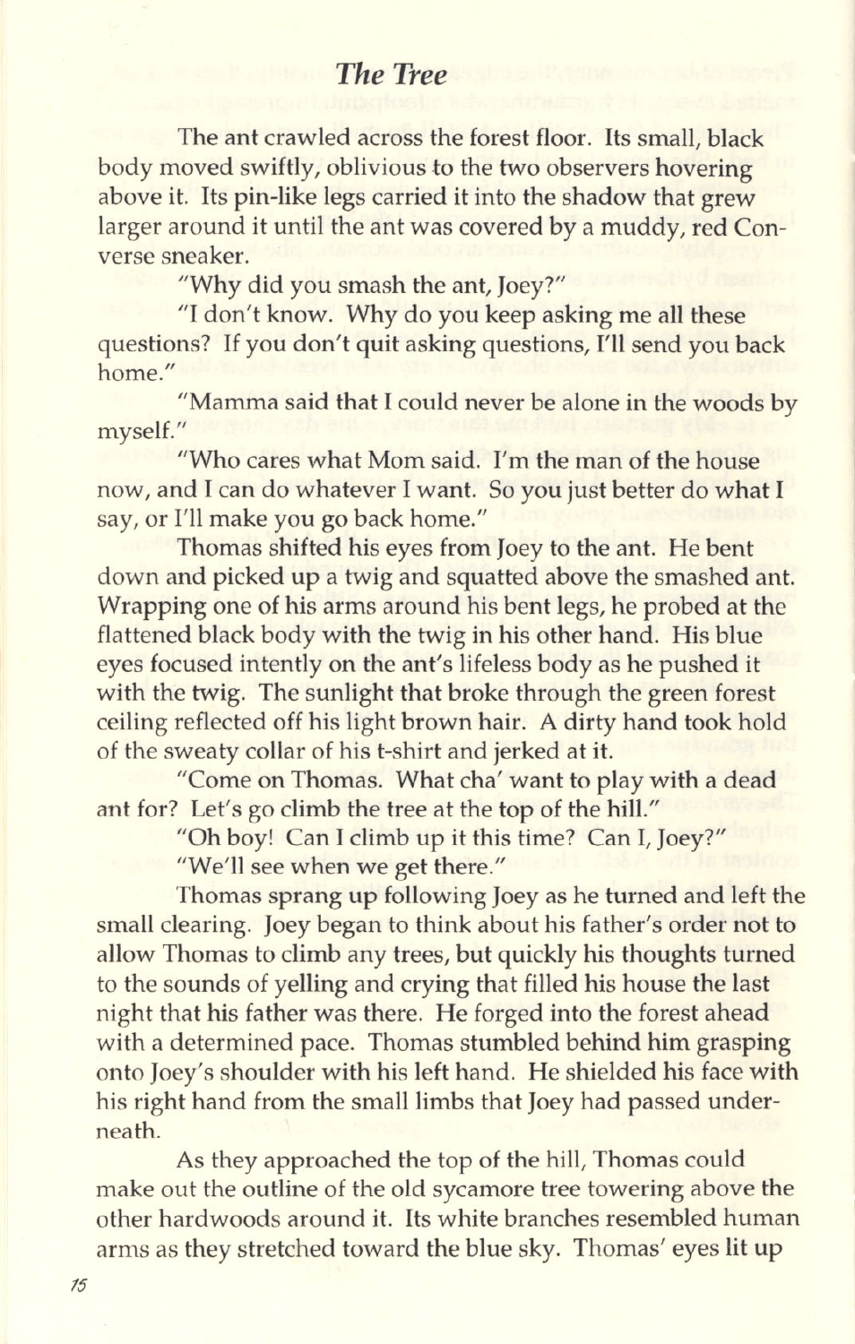## *The Tree*

The ant crawled across the forest floor. Its small, black body moved swiftly, oblivious to the two observers hovering above it. Its pin-like legs carried it into the shadow that grew larger around it until the ant was covered by a muddy, red Converse sneaker.

"Why did you smash the ant, Joey?"

"I don't know. Why do you keep asking me all these questions? If you don't quit asking questions, I'll send you back home."

"Mamma said that I could never be alone in the woods by myself."

"Who cares what Mom said. I'm the man of the house now, and I can do whatever I want. So you just better do what I say, or I'll make you go back home."

Thomas shifted his eyes from Joey to the ant. He bent down and picked up a twig and squatted above the smashed ant. Wrapping one of his arms around his bent legs, he probed at the flattened black body with the twig in his other hand. His blue eyes focused intently on the ant's lifeless body as he pushed it with the twig. The sunlight that broke through the green forest ceiling reflected off his light brown hair. A dirty hand took hold of the sweaty collar of his t-shirt and jerked at it.

"Come on Thomas. What cha' want to play with a dead ant for? Let's go climb the tree at the top of the hill."

"Oh boy! Can I climb up it this time? Can I, Joey?"

"We'll see when we get there."

Thomas sprang up following Joey as he turned and left the small clearing. Joey began to think about his father's order not to allow Thomas to climb any trees, but quickly his thoughts turned to the sounds of yelling and crying that filled his house the last night that his father was there. He forged into the forest ahead with a determined pace. Thomas stumbled behind him grasping onto Joey's shoulder with his left hand. He shielded his face with his right hand from the small limbs that Joey had passed underneath.

As they approached the top of the hill, Thomas could make out the outline of the old sycamore tree towering above the other hardwoods around it. Its white branches resembled human arms as they stretched toward the blue sky. Thomas' eyes lit up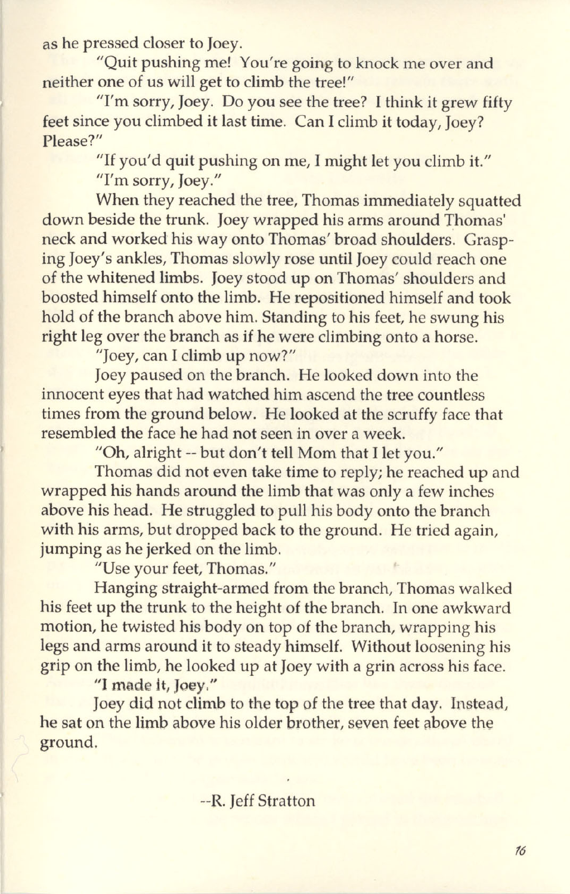as he pressed closer to Joey.

"Quit pushing me! You're going to knock me over and neither one of us will get to climb the tree!"

"I'm sorry, Joey. Do you see the tree? I think it grew fifty feet since you climbed it last time. Can I climb it today, Joey? Please?"

"If you'd quit pushing on me, I might let you climb it."

"I'm sorry, Joey."

When they reached the tree, Thomas immediately squatted down beside the trunk. Joey wrapped his arms around Thomas' neck and worked his way onto Thomas' broad shoulders. Grasping Joey's ankles, Thomas slowly rose until Joey could reach one of the whitened limbs. Joey stood up on Thomas' shoulders and boosted himself onto the limb. He repositioned himself and took hold of the branch above him. Standing to his feet, he swung his right leg over the branch as if he were climbing onto a horse.

"Joey, can I climb up now?"

Joey paused on the branch. He looked down into the innocent eyes that had watched him ascend the tree countless times from the ground below. He looked at the scruffy face that resembled the face he had not seen in over a week.

"Oh, alright -- but don't tell Mom that I let you."

Thomas did not even take time to reply; he reached up and wrapped his hands around the limb that was only a few inches above his head. He struggled to pull his body onto the branch with his arms, but dropped back to the ground. He tried again, jumping as he jerked on the limb.

"Use your feet, Thomas."

Hanging straight-armed from the branch, Thomas walked his feet up the trunk to the height of the branch. In one awkward motion, he twisted his body on top of the branch, wrapping his legs and arms around it to steady himself. Without loosening his grip on the limb, he looked up at Joey with a grin across his face.

"I made it, Joey."

Joey did not climb to the top of the tree that day. Instead, he sat on the limb above his older brother, seven feet above the ground.

--R. Jeff Stratton